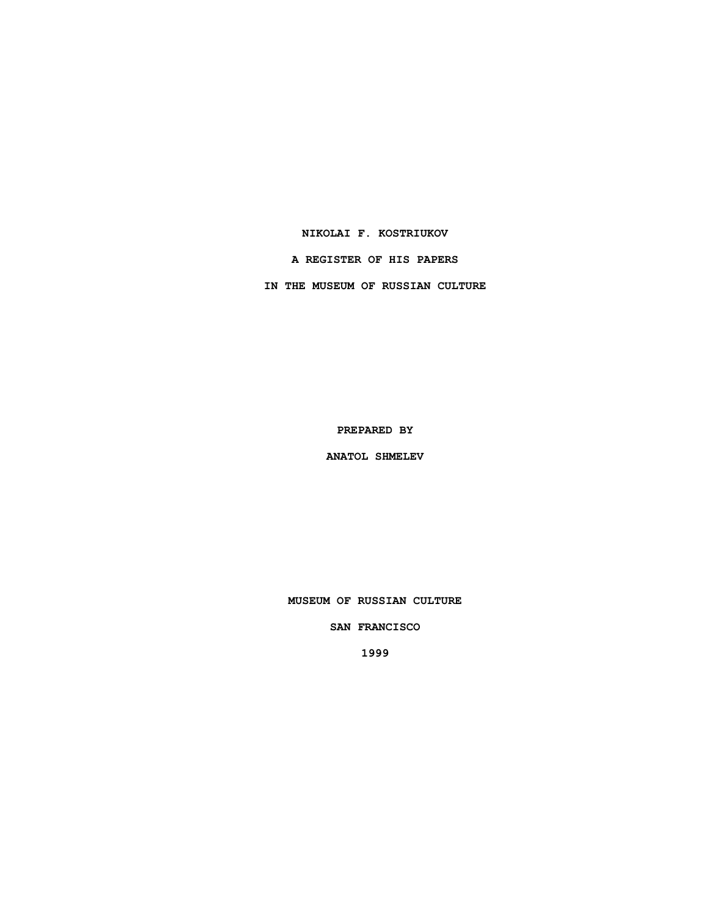# NIKOLAI F. KOSTRIUKOV

## A REGISTER OF HIS PAPERS

## IN THE MUSEUM OF RUSSIAN CULTURE

**PREPARED BY**

**ANATOL SHMELEV**

**MUSEUM OF RUSSIAN CULTURE**

**SAN FRANCISCO**

**1999**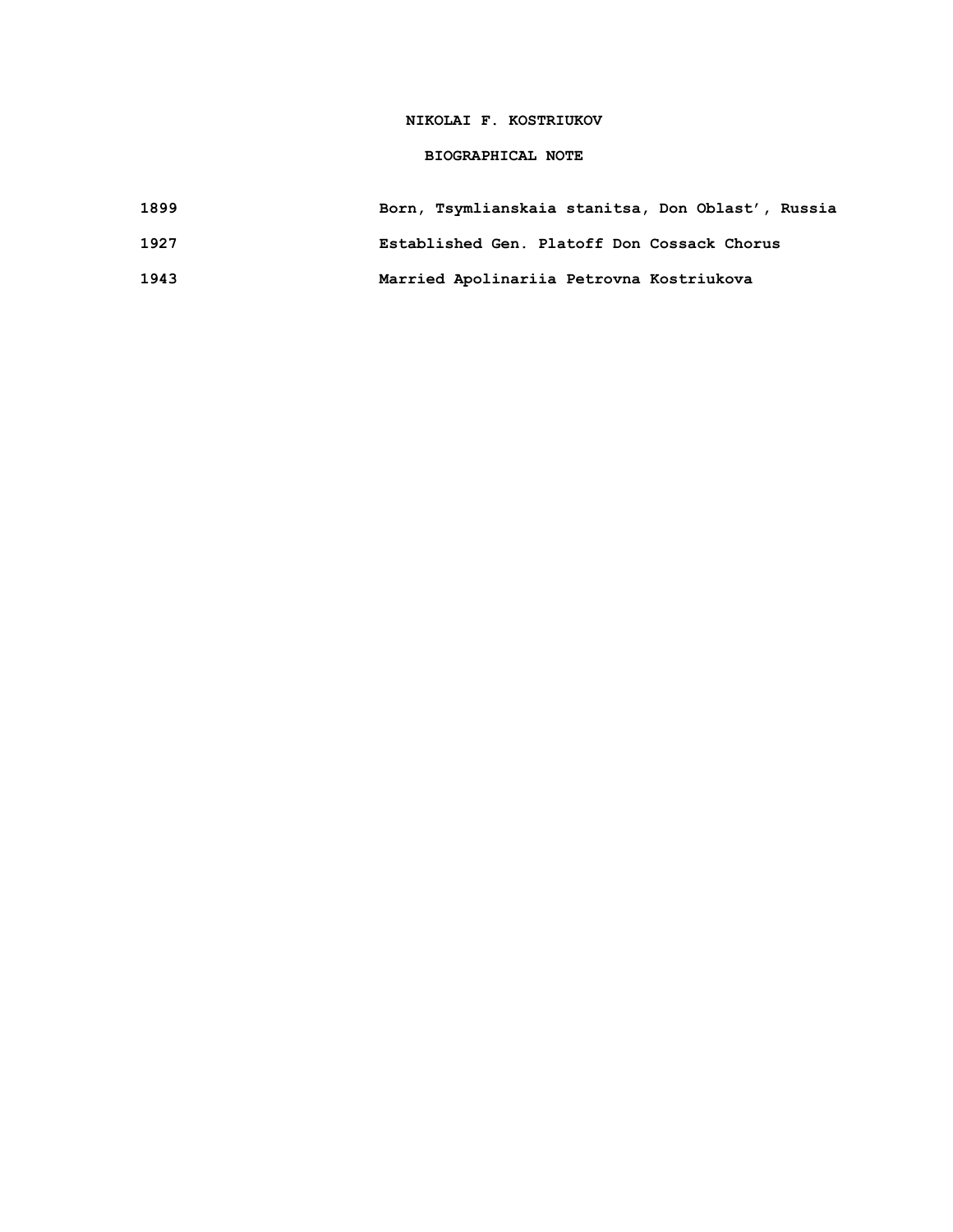# NIKOLAI F. KOSTRIUKOV

## BIOGRAPHICAL NOTE

| | |
|---|---|
| 1899 | Born, Tsymlianskaia stanitsa, Don Oblast', Russia |
| 1927 | Established Gen. Platoff Don Cossack Chorus |
| 1943 | Married Apolinariia Petrovna Kostriukova |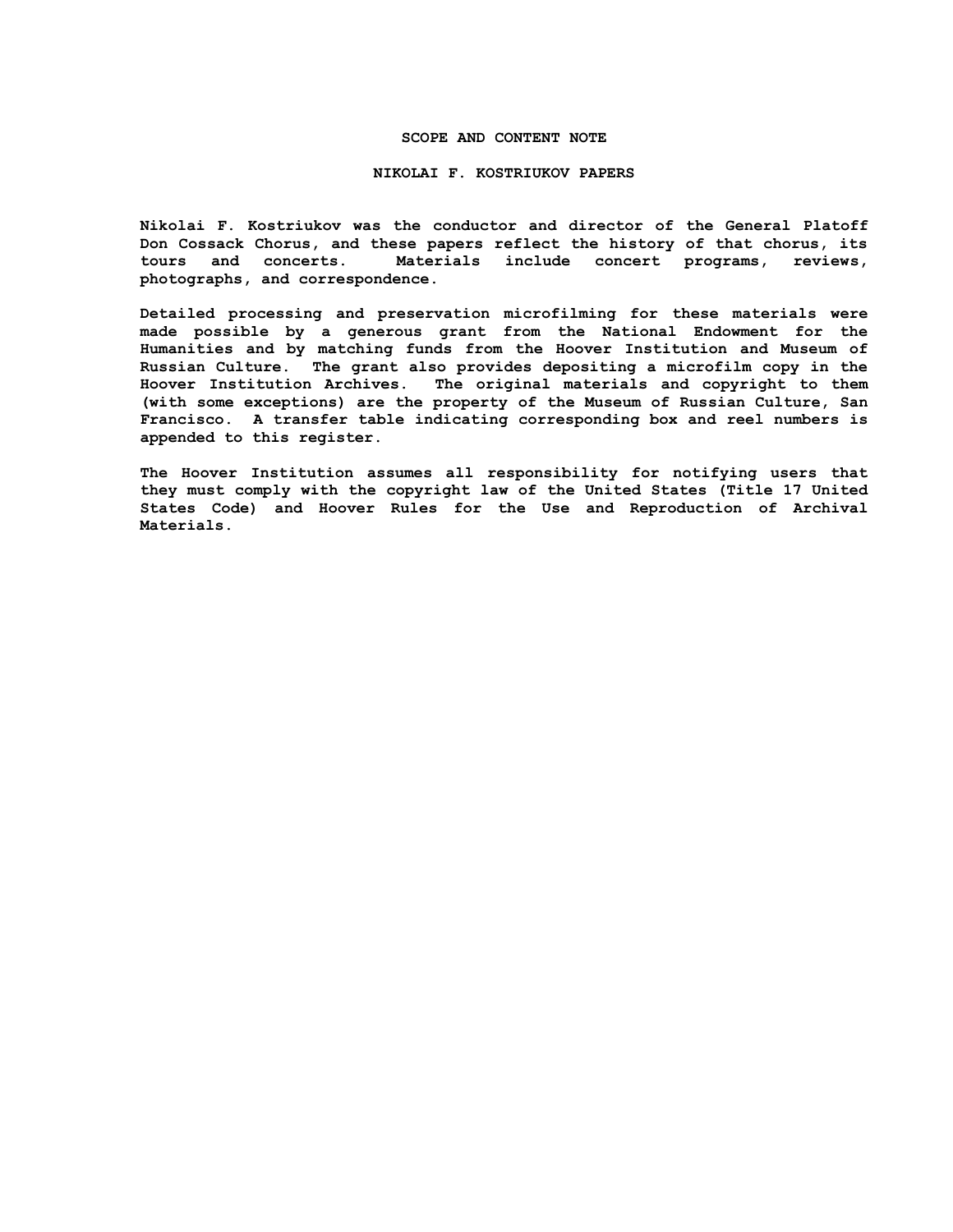# SCOPE AND CONTENT NOTE

## NIKOLAI F. KOSTRIUKOV PAPERS

Nikolai F. Kostriukov was the conductor and director of the General Platoff Don Cossack Chorus, and these papers reflect the history of that chorus, its tours and concerts. Materials include concert programs, reviews, photographs, and correspondence.

Detailed processing and preservation microfilming for these materials were made possible by a generous grant from the National Endowment for the Humanities and by matching funds from the Hoover Institution and Museum of Russian Culture. The grant also provides depositing a microfilm copy in the Hoover Institution Archives. The original materials and copyright to them (with some exceptions) are the property of the Museum of Russian Culture, San Francisco. A transfer table indicating corresponding box and reel numbers is appended to this register.

The Hoover Institution assumes all responsibility for notifying users that they must comply with the copyright law of the United States (Title 17 United States Code) and Hoover Rules for the Use and Reproduction of Archival Materials.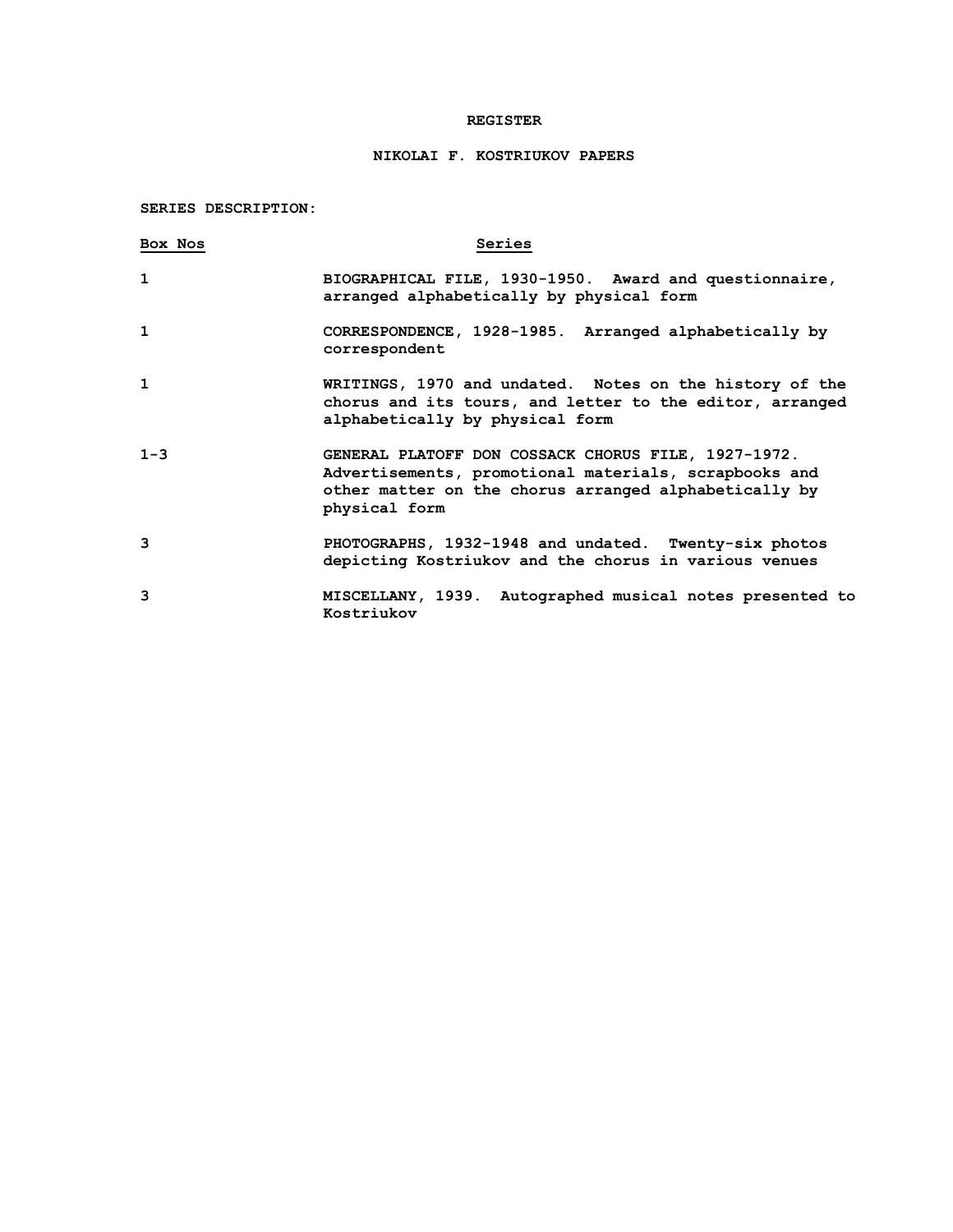# REGISTER

## NIKOLAI F. KOSTRIUKOV PAPERS

**SERIES DESCRIPTION:**

| Box Nos | Series |
|---|---|
| 1 | BIOGRAPHICAL FILE, 1930-1950. Award and questionnaire, arranged alphabetically by physical form |
| 1 | CORRESPONDENCE, 1928-1985. Arranged alphabetically by correspondent |
| 1 | WRITINGS, 1970 and undated. Notes on the history of the chorus and its tours, and letter to the editor, arranged alphabetically by physical form |
| 1-3 | GENERAL PLATOFF DON COSSACK CHORUS FILE, 1927-1972. Advertisements, promotional materials, scrapbooks and other matter on the chorus arranged alphabetically by physical form |
| 3 | PHOTOGRAPHS, 1932-1948 and undated. Twenty-six photos depicting Kostriukov and the chorus in various venues |
| 3 | MISCELLANY, 1939. Autographed musical notes presented to Kostriukov |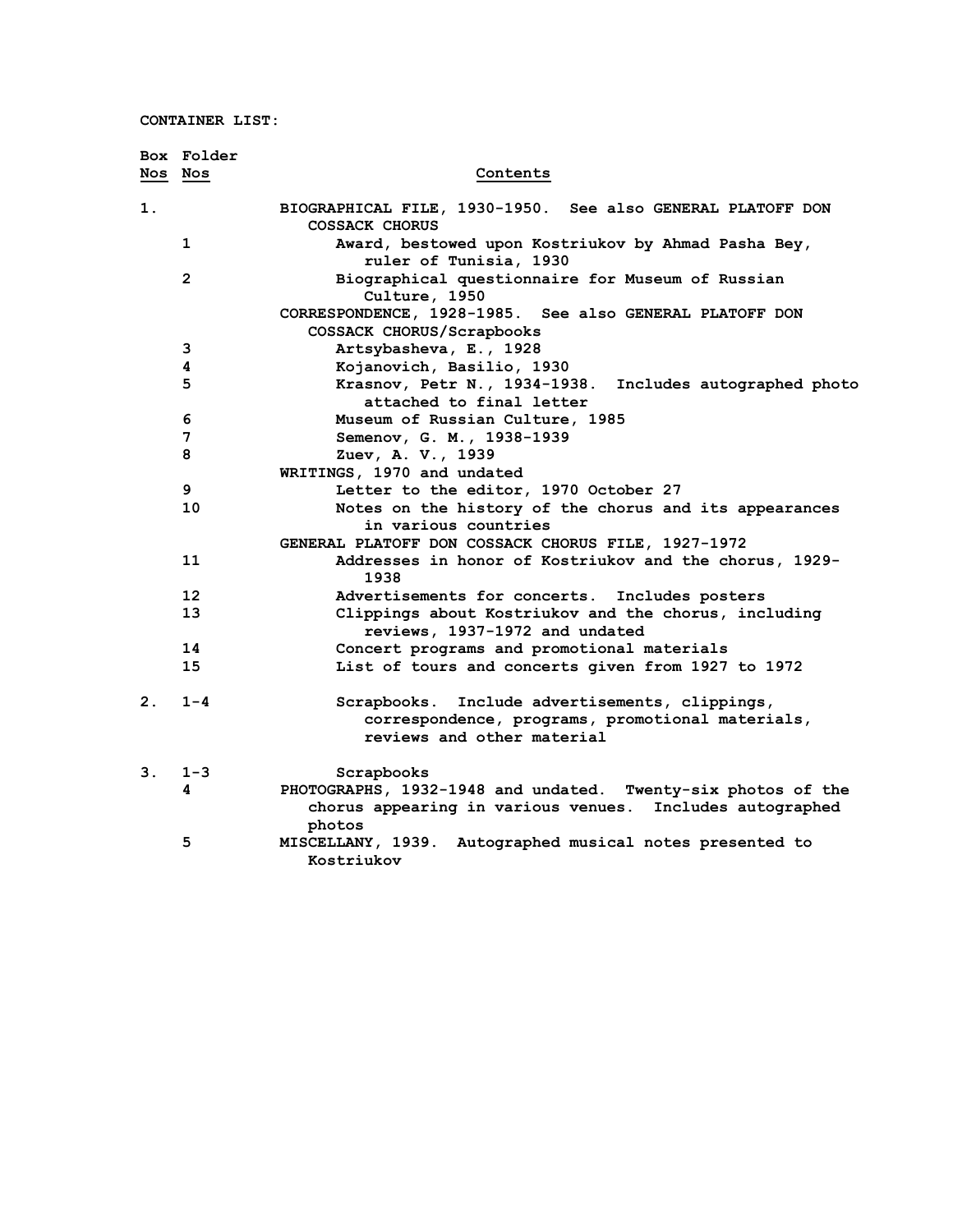CONTAINER LIST:

| Box Nos | Folder Nos | Contents |
|---|---|---|
| 1. | | BIOGRAPHICAL FILE, 1930-1950. See also GENERAL PLATOFF DON COSSACK CHORUS |
| | 1 | Award, bestowed upon Kostriukov by Ahmad Pasha Bey, ruler of Tunisia, 1930 |
| | 2 | Biographical questionnaire for Museum of Russian Culture, 1950 |
| | | CORRESPONDENCE, 1928-1985. See also GENERAL PLATOFF DON COSSACK CHORUS/Scrapbooks |
| | 3 | Artsybasheva, E., 1928 |
| | 4 | Kojanovich, Basilio, 1930 |
| | 5 | Krasnov, Petr N., 1934-1938. Includes autographed photo attached to final letter |
| | 6 | Museum of Russian Culture, 1985 |
| | 7 | Semenov, G. M., 1938-1939 |
| | 8 | Zuev, A. V., 1939 |
| | | WRITINGS, 1970 and undated |
| | 9 | Letter to the editor, 1970 October 27 |
| | 10 | Notes on the history of the chorus and its appearances in various countries |
| | | GENERAL PLATOFF DON COSSACK CHORUS FILE, 1927-1972 |
| | 11 | Addresses in honor of Kostriukov and the chorus, 1929-1938 |
| | 12 | Advertisements for concerts. Includes posters |
| | 13 | Clippings about Kostriukov and the chorus, including reviews, 1937-1972 and undated |
| | 14 | Concert programs and promotional materials |
| | 15 | List of tours and concerts given from 1927 to 1972 |
| 2. | 1-4 | Scrapbooks. Include advertisements, clippings, correspondence, programs, promotional materials, reviews and other material |
| 3. | 1-3 | Scrapbooks |
| | 4 | PHOTOGRAPHS, 1932-1948 and undated. Twenty-six photos of the chorus appearing in various venues. Includes autographed photos |
| | 5 | MISCELLANY, 1939. Autographed musical notes presented to Kostriukov |